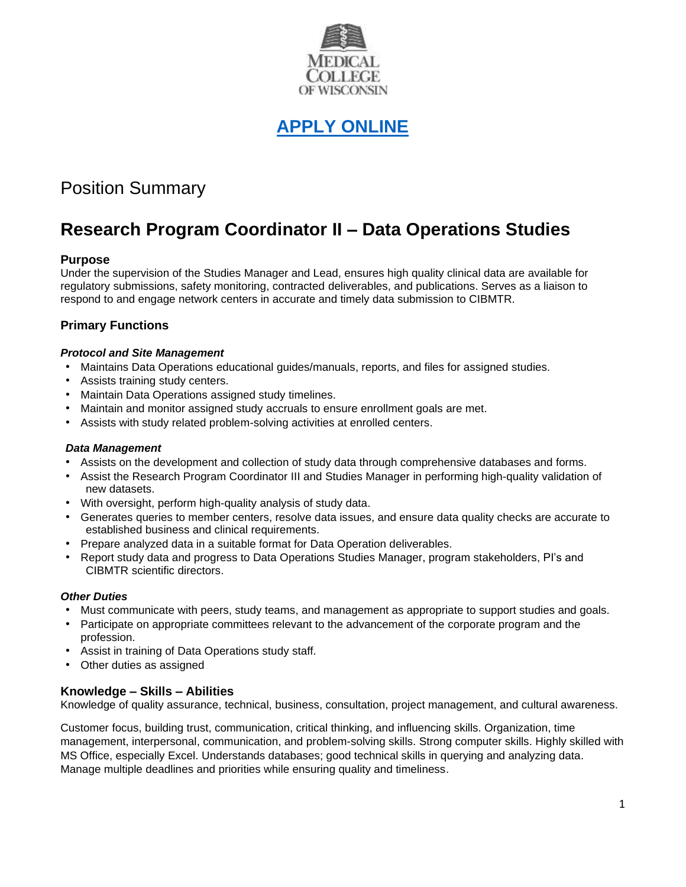MEDICAL COLLEGE OF WISCONSIN

**APPLY ONLINE**

# Position Summary

## Research Program Coordinator II – Data Operations Studies

### Purpose

Under the supervision of the Studies Manager and Lead, ensures high quality clinical data are available for regulatory submissions, safety monitoring, contracted deliverables, and publications. Serves as a liaison to respond to and engage network centers in accurate and timely data submission to CIBMTR.

### Primary Functions

***Protocol and Site Management***

- Maintains Data Operations educational guides/manuals, reports, and files for assigned studies.
- Assists training study centers.
- Maintain Data Operations assigned study timelines.
- Maintain and monitor assigned study accruals to ensure enrollment goals are met.
- Assists with study related problem-solving activities at enrolled centers.

***Data Management***

- Assists on the development and collection of study data through comprehensive databases and forms.
- Assist the Research Program Coordinator III and Studies Manager in performing high-quality validation of new datasets.
- With oversight, perform high-quality analysis of study data.
- Generates queries to member centers, resolve data issues, and ensure data quality checks are accurate to established business and clinical requirements.
- Prepare analyzed data in a suitable format for Data Operation deliverables.
- Report study data and progress to Data Operations Studies Manager, program stakeholders, PI's and CIBMTR scientific directors.

***Other Duties***

- Must communicate with peers, study teams, and management as appropriate to support studies and goals.
- Participate on appropriate committees relevant to the advancement of the corporate program and the profession.
- Assist in training of Data Operations study staff.
- Other duties as assigned

### Knowledge – Skills – Abilities

Knowledge of quality assurance, technical, business, consultation, project management, and cultural awareness.

Customer focus, building trust, communication, critical thinking, and influencing skills. Organization, time management, interpersonal, communication, and problem-solving skills. Strong computer skills. Highly skilled with MS Office, especially Excel. Understands databases; good technical skills in querying and analyzing data. Manage multiple deadlines and priorities while ensuring quality and timeliness.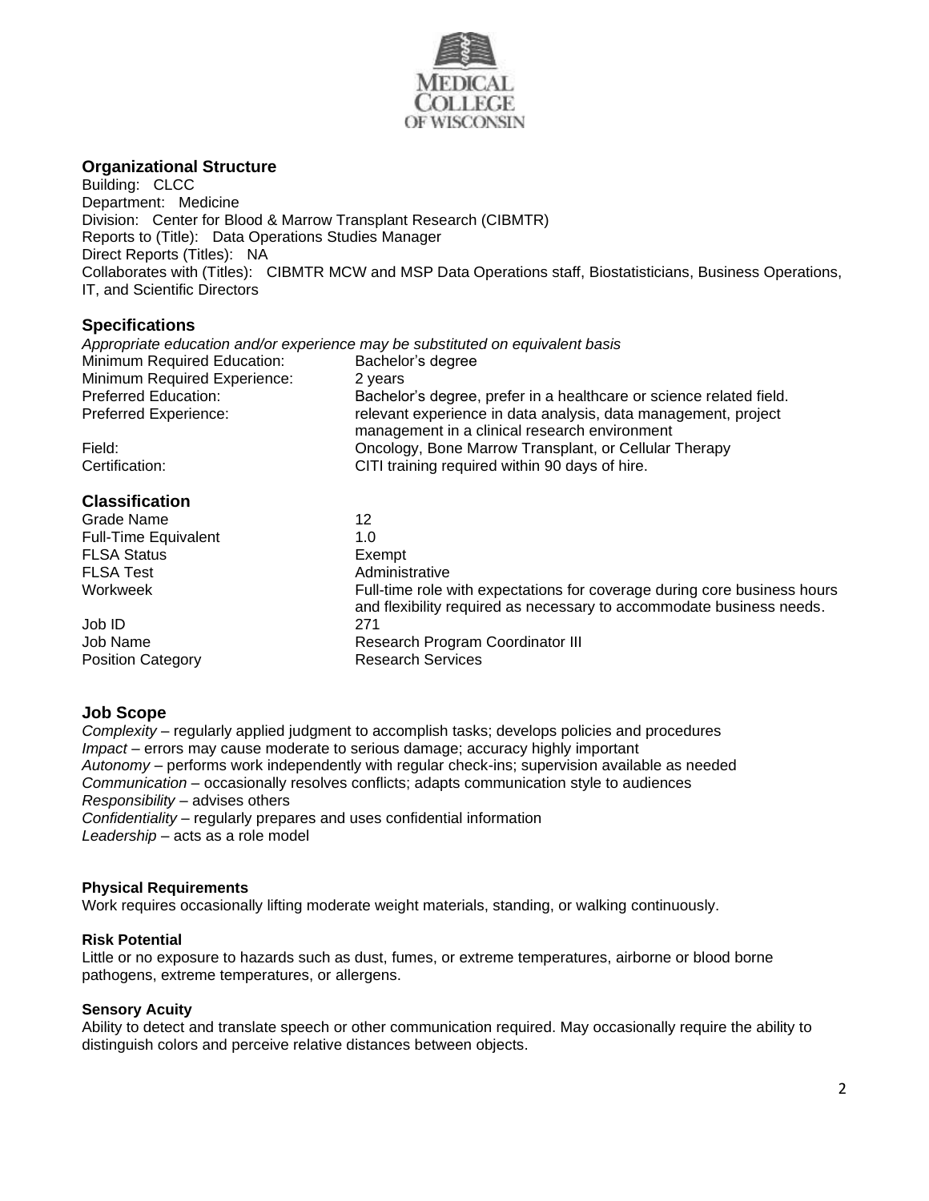## Organizational Structure

Building: CLCC
Department: Medicine
Division: Center for Blood & Marrow Transplant Research (CIBMTR)
Reports to (Title): Data Operations Studies Manager
Direct Reports (Titles): NA
Collaborates with (Titles): CIBMTR MCW and MSP Data Operations staff, Biostatisticians, Business Operations, IT, and Scientific Directors

## Specifications

*Appropriate education and/or experience may be substituted on equivalent basis*

| | |
|---|---|
| Minimum Required Education: | Bachelor's degree |
| Minimum Required Experience: | 2 years |
| Preferred Education: | Bachelor's degree, prefer in a healthcare or science related field. |
| Preferred Experience: | relevant experience in data analysis, data management, project management in a clinical research environment |
| Field: | Oncology, Bone Marrow Transplant, or Cellular Therapy |
| Certification: | CITI training required within 90 days of hire. |

## Classification

| | |
|---|---|
| Grade Name | 12 |
| Full-Time Equivalent | 1.0 |
| FLSA Status | Exempt |
| FLSA Test | Administrative |
| Workweek | Full-time role with expectations for coverage during core business hours and flexibility required as necessary to accommodate business needs. |
| Job ID | 271 |
| Job Name | Research Program Coordinator III |
| Position Category | Research Services |

## Job Scope

*Complexity* – regularly applied judgment to accomplish tasks; develops policies and procedures
*Impact* – errors may cause moderate to serious damage; accuracy highly important
*Autonomy* – performs work independently with regular check-ins; supervision available as needed
*Communication* – occasionally resolves conflicts; adapts communication style to audiences
*Responsibility* – advises others
*Confidentiality* – regularly prepares and uses confidential information
*Leadership* – acts as a role model

### Physical Requirements

Work requires occasionally lifting moderate weight materials, standing, or walking continuously.

### Risk Potential

Little or no exposure to hazards such as dust, fumes, or extreme temperatures, airborne or blood borne pathogens, extreme temperatures, or allergens.

### Sensory Acuity

Ability to detect and translate speech or other communication required. May occasionally require the ability to distinguish colors and perceive relative distances between objects.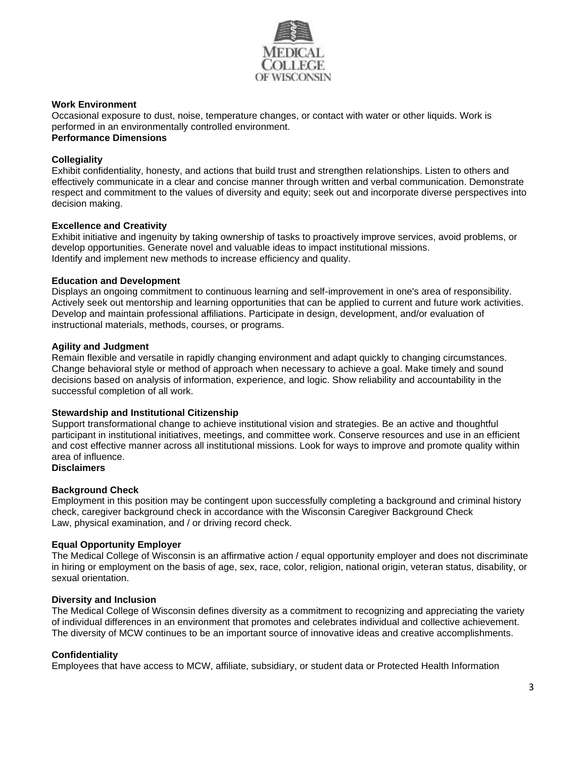**Work Environment**

Occasional exposure to dust, noise, temperature changes, or contact with water or other liquids. Work is performed in an environmentally controlled environment.

**Performance Dimensions**

**Collegiality**

Exhibit confidentiality, honesty, and actions that build trust and strengthen relationships. Listen to others and effectively communicate in a clear and concise manner through written and verbal communication. Demonstrate respect and commitment to the values of diversity and equity; seek out and incorporate diverse perspectives into decision making.

**Excellence and Creativity**

Exhibit initiative and ingenuity by taking ownership of tasks to proactively improve services, avoid problems, or develop opportunities. Generate novel and valuable ideas to impact institutional missions.
Identify and implement new methods to increase efficiency and quality.

**Education and Development**

Displays an ongoing commitment to continuous learning and self-improvement in one's area of responsibility. Actively seek out mentorship and learning opportunities that can be applied to current and future work activities. Develop and maintain professional affiliations. Participate in design, development, and/or evaluation of instructional materials, methods, courses, or programs.

**Agility and Judgment**

Remain flexible and versatile in rapidly changing environment and adapt quickly to changing circumstances. Change behavioral style or method of approach when necessary to achieve a goal. Make timely and sound decisions based on analysis of information, experience, and logic. Show reliability and accountability in the successful completion of all work.

**Stewardship and Institutional Citizenship**

Support transformational change to achieve institutional vision and strategies. Be an active and thoughtful participant in institutional initiatives, meetings, and committee work. Conserve resources and use in an efficient and cost effective manner across all institutional missions. Look for ways to improve and promote quality within area of influence.

**Disclaimers**

**Background Check**

Employment in this position may be contingent upon successfully completing a background and criminal history check, caregiver background check in accordance with the Wisconsin Caregiver Background Check Law, physical examination, and / or driving record check.

**Equal Opportunity Employer**

The Medical College of Wisconsin is an affirmative action / equal opportunity employer and does not discriminate in hiring or employment on the basis of age, sex, race, color, religion, national origin, veteran status, disability, or sexual orientation.

**Diversity and Inclusion**

The Medical College of Wisconsin defines diversity as a commitment to recognizing and appreciating the variety of individual differences in an environment that promotes and celebrates individual and collective achievement. The diversity of MCW continues to be an important source of innovative ideas and creative accomplishments.

**Confidentiality**

Employees that have access to MCW, affiliate, subsidiary, or student data or Protected Health Information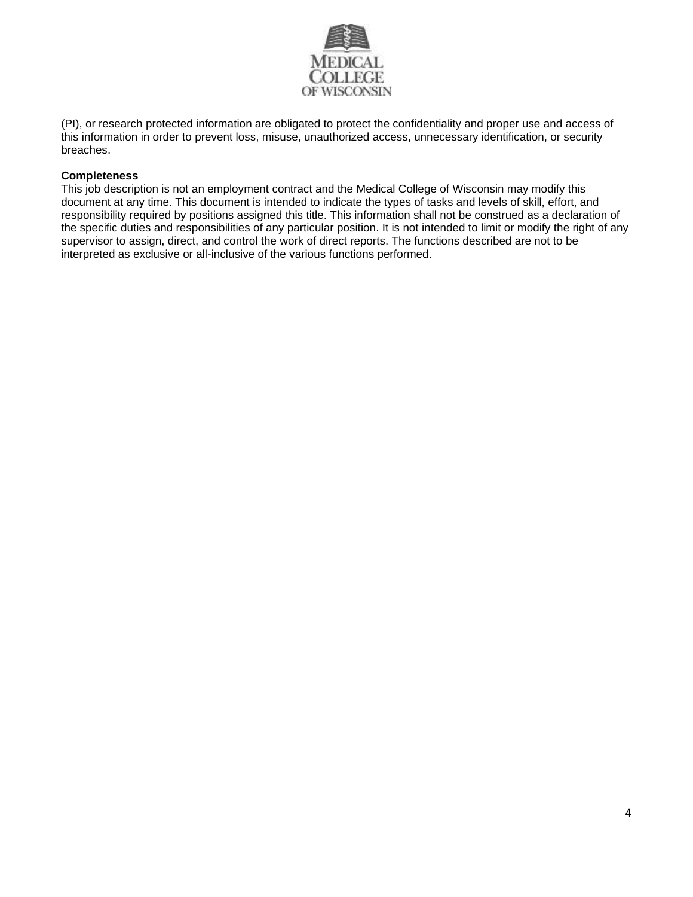(PI), or research protected information are obligated to protect the confidentiality and proper use and access of this information in order to prevent loss, misuse, unauthorized access, unnecessary identification, or security breaches.

**Completeness**

This job description is not an employment contract and the Medical College of Wisconsin may modify this document at any time. This document is intended to indicate the types of tasks and levels of skill, effort, and responsibility required by positions assigned this title. This information shall not be construed as a declaration of the specific duties and responsibilities of any particular position. It is not intended to limit or modify the right of any supervisor to assign, direct, and control the work of direct reports. The functions described are not to be interpreted as exclusive or all-inclusive of the various functions performed.